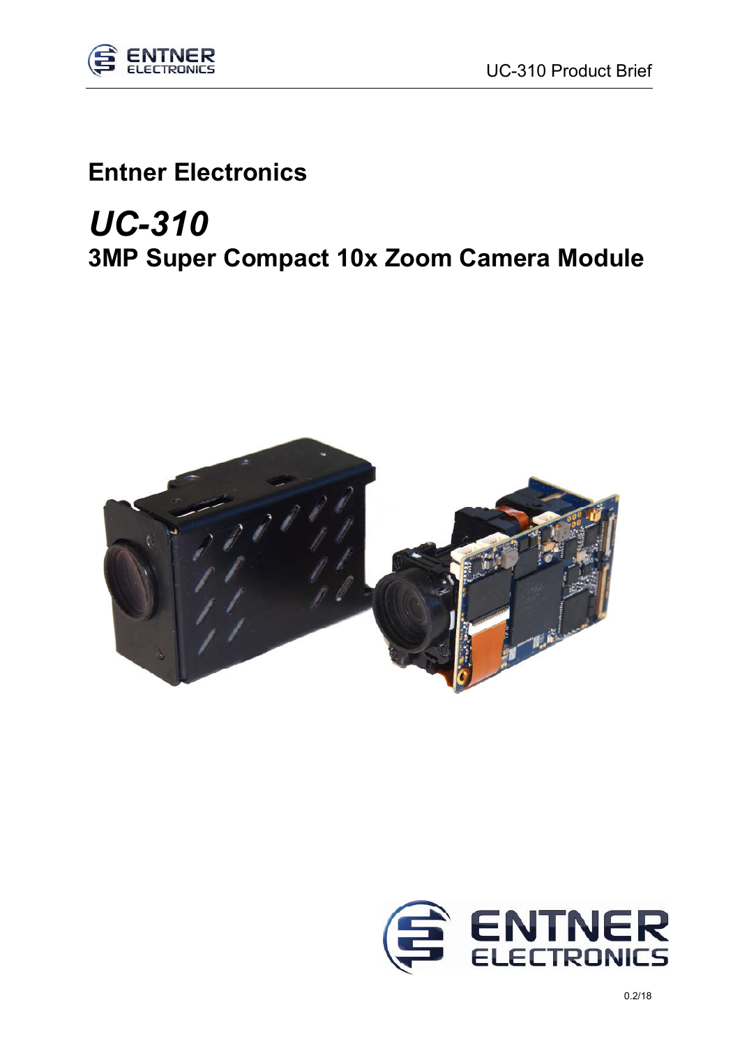# Entntner Electronics

## *UC-310*

## 3MP Super Compact 10x Zoom Camera Module

0.2/18

# Entner Electronics

## *UC-310*

## 3MP Super Compact 10x Zoom Camera Module

0.2/18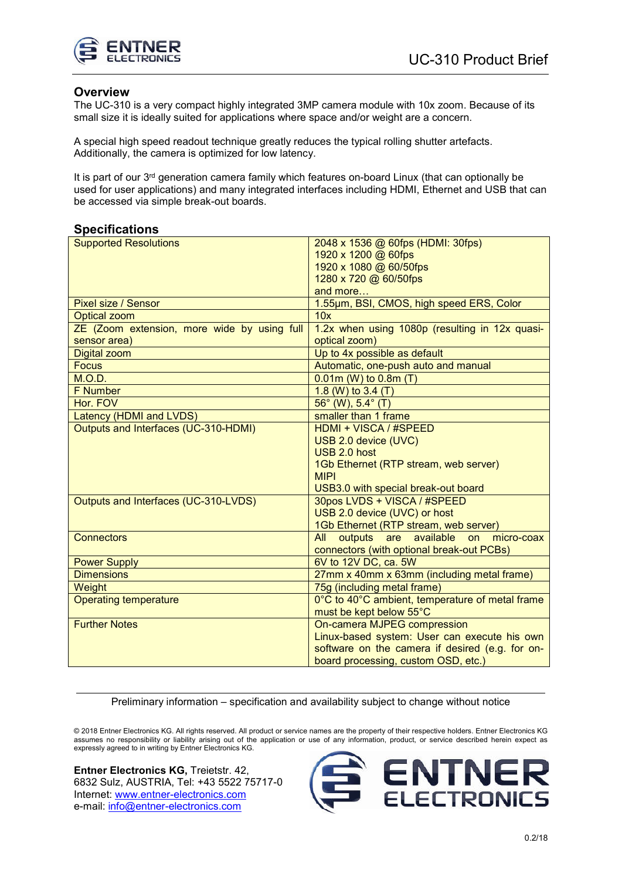## Overview

The UC-310 is a very compact highly integrated 3MP camera module with 10x zoom. Because of its small size it is ideally suited for applications where space and/or weight are a concern.

A special high speed readout technique greatly reduces the typical rolling shutter artefacts. Additionally, the camera is optimized for low latency.

It is part of our 3rd generation camera family which features on-board Linux (that can optionally be used for user applications) and many integrated interfaces including HDMI, Ethernet and USB that can be accessed via simple break-out boards.

## Specifications

| | |
|---|---|
| Supported Resolutions | 2048 x 1536 @ 60fps (HDMI: 30fps)<br>1920 x 1200 @ 60fps<br>1920 x 1080 @ 60/50fps<br>1280 x 720 @ 60/50fps<br>and more… |
| Pixel size / Sensor | 1.55µm, BSI, CMOS, high speed ERS, Color |
| Optical zoom | 10x |
| ZE (Zoom extension, more wide by using full sensor area) | 1.2x when using 1080p (resulting in 12x quasi-optical zoom) |
| Digital zoom | Up to 4x possible as default |
| Focus | Automatic, one-push auto and manual |
| M.O.D. | 0.01m (W) to 0.8m (T) |
| F Number | 1.8 (W) to 3.4 (T) |
| Hor. FOV | 56° (W), 5.4° (T) |
| Latency (HDMI and LVDS) | smaller than 1 frame |
| Outputs and Interfaces (UC-310-HDMI) | HDMI + VISCA / #SPEED<br>USB 2.0 device (UVC)<br>USB 2.0 host<br>1Gb Ethernet (RTP stream, web server)<br>MIPI<br>USB3.0 with special break-out board |
| Outputs and Interfaces (UC-310-LVDS) | 30pos LVDS + VISCA / #SPEED<br>USB 2.0 device (UVC) or host<br>1Gb Ethernet (RTP stream, web server) |
| Connectors | All outputs are available on micro-coax connectors (with optional break-out PCBs) |
| Power Supply | 6V to 12V DC, ca. 5W |
| Dimensions | 27mm x 40mm x 63mm (including metal frame) |
| Weight | 75g (including metal frame) |
| Operating temperature | 0°C to 40°C ambient, temperature of metal frame must be kept below 55°C |
| Further Notes | On-camera MJPEG compression<br>Linux-based system: User can execute his own software on the camera if desired (e.g. for on-board processing, custom OSD, etc.) |

Preliminary information – specification and availability subject to change without notice

© 2018 Entner Electronics KG. All rights reserved. All product or service names are the property of their respective holders. Entner Electronics KG assumes no responsibility or liability arising out of the application or use of any information, product, or service described herein expect as expressly agreed to in writing by Entner Electronics KG.

**Entner Electronics KG,** Treietstr. 42,
6832 Sulz, AUSTRIA, Tel: +43 5522 75717-0
Internet: www.entner-electronics.com
e-mail: info@entner-electronics.com